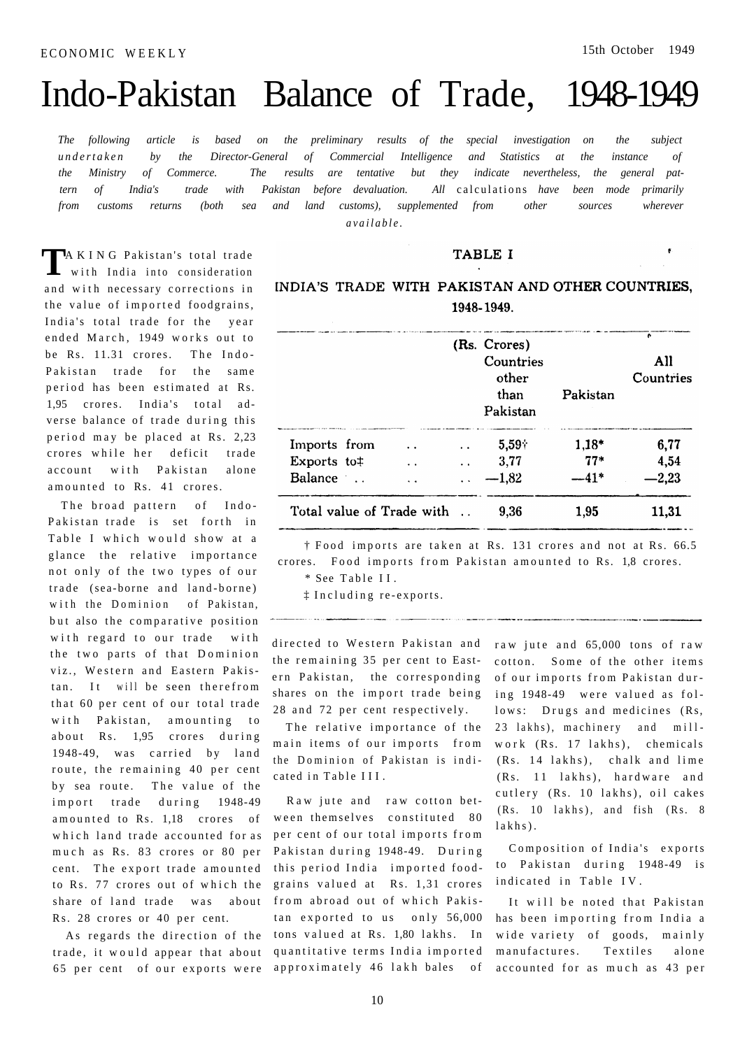# Indo-Pakistan Balance of Trade, 1948-1949

*The following article is based on the preliminary results of the special investigation on the subject undertaken by the Director-General of Commercial Intelligence and Statistics at the instance of the Ministry of Commerce. The results are tentative but they indicate nevertheless, the general pattern of India's trade with Pakistan before devaluation. All calculations have been mode primarily from customs returns (both sea and land customs), supplemented from other sources wherever available.*

TAKING Pakistan's total trade with India into consideration and with necessary corrections in the value of imported foodgrains, India's total trade for the year ended March, 1949 works out to be Rs. 11.31 crores. The Indo-Pakistan trade for the same period has been estimated at Rs. 1,95 crores. India's total adverse balance of trade during this period may be placed at Rs. 2,23 crores while her deficit trade account with Pakistan alone amounted to Rs. 41 crores.

The broad pattern of Indo-Pakistan trade is set forth in Table I which would show at a glance the relative importance not only of the two types of our trade (sea-borne and land-borne) with the Dominion of Pakistan, but also the comparative position with regard to our trade with the two parts of that Dominion viz., Western and Eastern Pakistan. It will be seen therefrom that 60 per cent of our total trade with Pakistan, amounting to about Rs. 1,95 crores during 1948-49, was carried by land route, the remaining 40 per cent by sea route. The value of the import trade during 1948-49 amounted to Rs. 1,18 crores of which land trade accounted for as much as Rs. 83 crores or 80 per cent. The export trade amounted to Rs. 77 crores out of which the share of land trade was about Rs. 28 crores or 40 per cent.

As regards the direction of the trade, it would appear that about 65 per cent of our exports were directed to Western Pakistan and the remaining 35 per cent to Eastern Pakistan, the corresponding shares on the import trade being 28 and 72 per cent respectively.

The relative importance of the main items of our imports from the Dominion of Pakistan is indicated in Table III.

Raw jute and raw cotton between themselves constituted 80 per cent of our total imports from Pakistan during 1948-49. During this period India imported foodgrains valued at Rs. 1,31 crores from abroad out of which Pakistan exported to us only 56,000 tons valued at Rs. 1,80 lakhs. In quantitative terms India imported approximately 46 lakh bales of raw jute and 65,000 tons of raw cotton. Some of the other items of our imports from Pakistan during 1948-49 were valued as follows: Drugs and medicines (Rs, 23 lakhs), machinery and millwork (Rs. 17 lakhs), chemicals (Rs. 14 lakhs), chalk and lime (Rs. 11 lakhs), hardware and cutlery (Rs. 10 lakhs), oil cakes (Rs. 10 lakhs), and fish (Rs. 8 lakhs).

Composition of India's exports to Pakistan during 1948-49 is indicated in Table IV.

It will be noted that Pakistan has been importing from India a wide variety of goods, mainly manufactures. Textiles alone accounted for as much as 43 per

### TABLE I

#### INDIA'S TRADE WITH PAKISTAN AND OTHER COUNTRIES, 1948-1949.

| (Rs. Crores) | Countries other than Pakistan | Pakistan | All Countries |
|---|---|---|---|
| Imports from .. .. | 5,59† | 1,18* | 6,77 |
| Exports to‡ .. .. | 3,77 | 77* | 4,54 |
| Balance .. .. .. | —1,82 | —41* | —2,23 |
| Total value of Trade with .. | 9,36 | 1,95 | 11,31 |

† Food imports are taken at Rs. 131 crores and not at Rs. 66.5 crores. Food imports from Pakistan amounted to Rs. 1,8 crores.

\* See Table II.

‡ Including re-exports.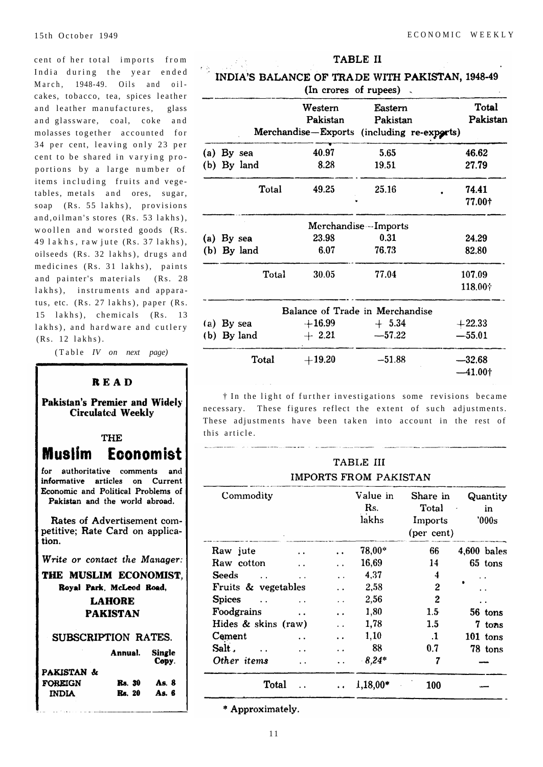cent of her total imports from India during the year ended March, 1948-49. Oils and oil-cakes, tobacco, tea, spices leather and leather manufactures, glass and glassware, coal, coke and molasses together accounted for 34 per cent, leaving only 23 per cent to be shared in varying proportions by a large number of items including fruits and vegetables, metals and ores, sugar, soap (Rs. 55 lakhs), provisions and,oilman's stores (Rs. 53 lakhs), woollen and worsted goods (Rs. 49 lakhs, raw jute (Rs. 37 lakhs), oilseeds (Rs. 32 lakhs), drugs and medicines (Rs. 31 lakhs), paints and painter's materials (Rs. 28 lakhs), instruments and apparatus, etc. (Rs. 27 lakhs), paper (Rs. 15 lakhs), chemicals (Rs. 13 lakhs), and hardware and cutlery (Rs. 12 lakhs).

(Table *IV on next page)*

**READ**

**Pakistan's Premier and Widely Circulated Weekly**

**THE**

## Muslim Economist

**for authoritative comments and informative articles on Current Economic and Political Problems of Pakistan and the world abroad.**

Rates of Advertisement competitive; Rate Card on application.

*Write or contact the Manager:*

**THE MUSLIM ECONOMIST,**
**Royal Park, McLeod Road,**
**LAHORE**
**PAKISTAN**

**SUBSCRIPTION RATES.**

| | Annual. | Single Copy. |
|---|---|---|
| PAKISTAN & FOREIGN | Rs. 30 | As. 8 |
| INDIA | Rs. 20 | As. 6 |

### TABLE II

### INDIA'S BALANCE OF TRADE WITH PAKISTAN, 1948-49

(In crores of rupees)

| | Western Pakistan | Eastern Pakistan | Total Pakistan |
|---|---|---|---|
| | Merchandise—Exports (including re-exports) | | |
| (a) By sea | 40.97 | 5.65 | 46.62 |
| (b) By land | 8.28 | 19.51 | 27.79 |
| Total | 49.25 | 25.16 | 74.41<br>77.00† |
| | Merchandise—Imports | | |
| (a) By sea | 23.98 | 0.31 | 24.29 |
| (b) By land | 6.07 | 76.73 | 82.80 |
| Total | 30.05 | 77.04 | 107.09<br>118.00† |
| | Balance of Trade in Merchandise | | |
| (a) By sea | +16.99 | + 5.34 | +22.33 |
| (b) By land | + 2.21 | —57.22 | —55.01 |
| Total | +19.20 | —51.88 | —32.68<br>—41.00† |

† In the light of further investigations some revisions became necessary. These figures reflect the extent of such adjustments. These adjustments have been taken into account in the rest of this article.

### TABLE III

### IMPORTS FROM PAKISTAN

| Commodity | Value in Rs. lakhs | Share in Total Imports (per cent) | Quantity in '000s |
|---|---|---|---|
| Raw jute | 78,00* | 66 | 4,600 bales |
| Raw cotton | 16,69 | 14 | 65 tons |
| Seeds | 4,37 | 4 | .. |
| Fruits & vegetables | 2,58 | 2 | .. |
| Spices | 2,56 | 2 | .. |
| Foodgrains | 1,80 | 1.5 | 56 tons |
| Hides & skins (raw) | 1,78 | 1.5 | 7 tons |
| Cement | 1,10 | .1 | 101 tons |
| Salt | 88 | 0.7 | 78 tons |
| *Other items* | *8,24** | 7 | — |
| Total | 1,18,00* | 100 | — |

\* Approximately.